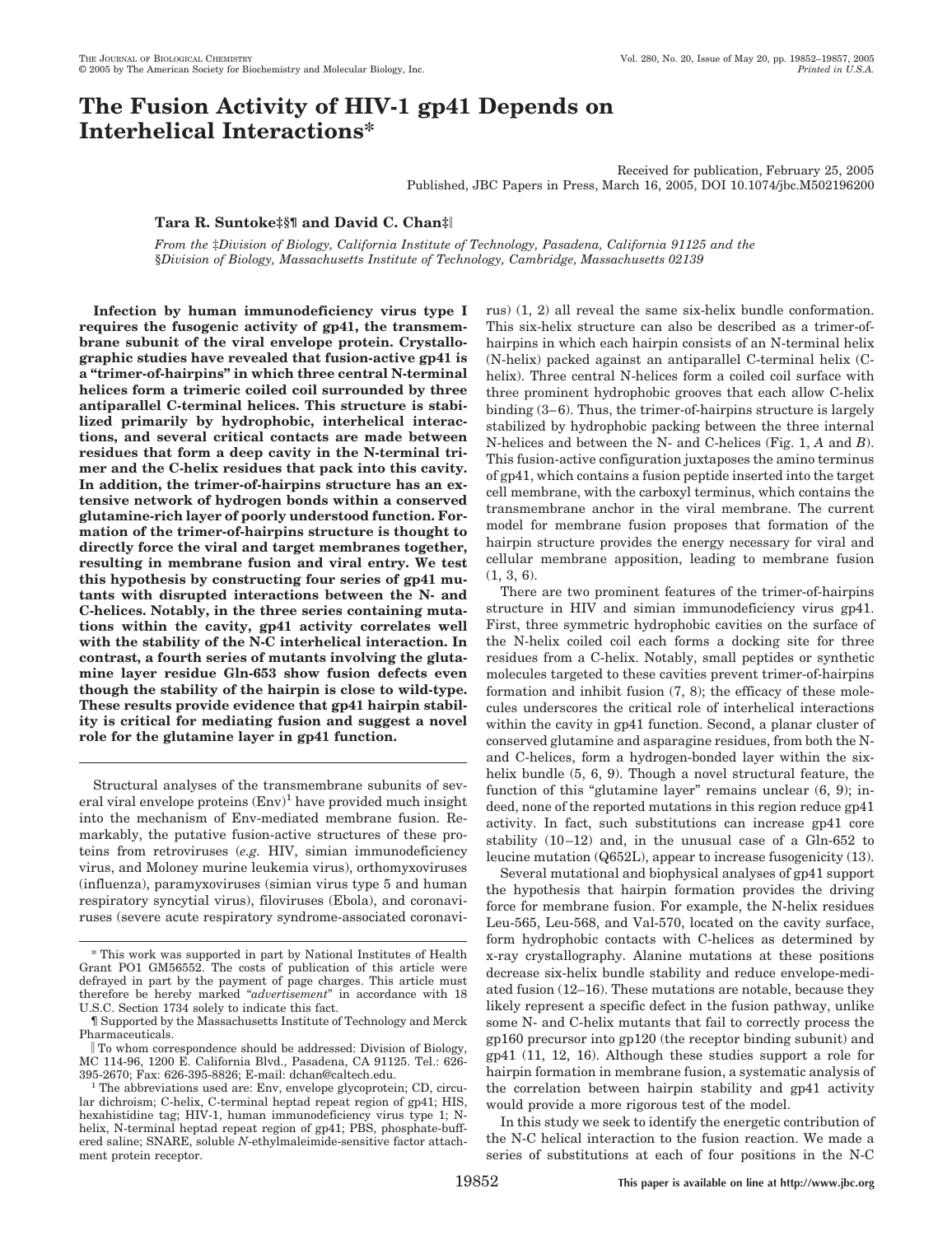# The Fusion Activity of HIV-1 gp41 Depends on Interhelical Interactions*

Received for publication, February 25, 2005
Published, JBC Papers in Press, March 16, 2005, DOI 10.1074/jbc.M502196200

**Tara R. Suntoke‡§¶ and David C. Chan‡‖**

*From the ‡Division of Biology, California Institute of Technology, Pasadena, California 91125 and the §Division of Biology, Massachusetts Institute of Technology, Cambridge, Massachusetts 02139*

**Infection by human immunodeficiency virus type I requires the fusogenic activity of gp41, the transmembrane subunit of the viral envelope protein. Crystallographic studies have revealed that fusion-active gp41 is a "trimer-of-hairpins" in which three central N-terminal helices form a trimeric coiled coil surrounded by three antiparallel C-terminal helices. This structure is stabilized primarily by hydrophobic, interhelical interactions, and several critical contacts are made between residues that form a deep cavity in the N-terminal trimer and the C-helix residues that pack into this cavity. In addition, the trimer-of-hairpins structure has an extensive network of hydrogen bonds within a conserved glutamine-rich layer of poorly understood function. Formation of the trimer-of-hairpins structure is thought to directly force the viral and target membranes together, resulting in membrane fusion and viral entry. We test this hypothesis by constructing four series of gp41 mutants with disrupted interactions between the N- and C-helices. Notably, in the three series containing mutations within the cavity, gp41 activity correlates well with the stability of the N-C interhelical interaction. In contrast, a fourth series of mutants involving the glutamine layer residue Gln-653 show fusion defects even though the stability of the hairpin is close to wild-type. These results provide evidence that gp41 hairpin stability is critical for mediating fusion and suggest a novel role for the glutamine layer in gp41 function.**

Structural analyses of the transmembrane subunits of several viral envelope proteins (Env)[1] have provided much insight into the mechanism of Env-mediated membrane fusion. Remarkably, the putative fusion-active structures of these proteins from retroviruses (*e.g.* HIV, simian immunodeficiency virus, and Moloney murine leukemia virus), orthomyxoviruses (influenza), paramyxoviruses (simian virus type 5 and human respiratory syncytial virus), filoviruses (Ebola), and coronaviruses (severe acute respiratory syndrome-associated coronavirus) (1, 2) all reveal the same six-helix bundle conformation. This six-helix structure can also be described as a trimer-of-hairpins in which each hairpin consists of an N-terminal helix (N-helix) packed against an antiparallel C-terminal helix (C-helix). Three central N-helices form a coiled coil surface with three prominent hydrophobic grooves that each allow C-helix binding (3–6). Thus, the trimer-of-hairpins structure is largely stabilized by hydrophobic packing between the three internal N-helices and between the N- and C-helices (Fig. 1, *A* and *B*). This fusion-active configuration juxtaposes the amino terminus of gp41, which contains a fusion peptide inserted into the target cell membrane, with the carboxyl terminus, which contains the transmembrane anchor in the viral membrane. The current model for membrane fusion proposes that formation of the hairpin structure provides the energy necessary for viral and cellular membrane apposition, leading to membrane fusion (1, 3, 6).

There are two prominent features of the trimer-of-hairpins structure in HIV and simian immunodeficiency virus gp41. First, three symmetric hydrophobic cavities on the surface of the N-helix coiled coil each forms a docking site for three residues from a C-helix. Notably, small peptides or synthetic molecules targeted to these cavities prevent trimer-of-hairpins formation and inhibit fusion (7, 8); the efficacy of these molecules underscores the critical role of interhelical interactions within the cavity in gp41 function. Second, a planar cluster of conserved glutamine and asparagine residues, from both the N- and C-helices, form a hydrogen-bonded layer within the six-helix bundle (5, 6, 9). Though a novel structural feature, the function of this "glutamine layer" remains unclear (6, 9); indeed, none of the reported mutations in this region reduce gp41 activity. In fact, such substitutions can increase gp41 core stability (10–12) and, in the unusual case of a Gln-652 to leucine mutation (Q652L), appear to increase fusogenicity (13).

Several mutational and biophysical analyses of gp41 support the hypothesis that hairpin formation provides the driving force for membrane fusion. For example, the N-helix residues Leu-565, Leu-568, and Val-570, located on the cavity surface, form hydrophobic contacts with C-helices as determined by x-ray crystallography. Alanine mutations at these positions decrease six-helix bundle stability and reduce envelope-mediated fusion (12–16). These mutations are notable, because they likely represent a specific defect in the fusion pathway, unlike some N- and C-helix mutants that fail to correctly process the gp160 precursor into gp120 (the receptor binding subunit) and gp41 (11, 12, 16). Although these studies support a role for hairpin formation in membrane fusion, a systematic analysis of the correlation between hairpin stability and gp41 activity would provide a more rigorous test of the model.

In this study we seek to identify the energetic contribution of the N-C helical interaction to the fusion reaction. We made a series of substitutions at each of four positions in the N-C

---

\* This work was supported in part by National Institutes of Health Grant PO1 GM56552. The costs of publication of this article were defrayed in part by the payment of page charges. This article must therefore be hereby marked "*advertisement*" in accordance with 18 U.S.C. Section 1734 solely to indicate this fact.

¶ Supported by the Massachusetts Institute of Technology and Merck Pharmaceuticals.

‖ To whom correspondence should be addressed: Division of Biology, MC 114-96, 1200 E. California Blvd., Pasadena, CA 91125. Tel.: 626-395-2670; Fax: 626-395-8826; E-mail: dchan@caltech.edu.

[1] The abbreviations used are: Env, envelope glycoprotein; CD, circular dichroism; C-helix, C-terminal heptad repeat region of gp41; HIS, hexahistidine tag; HIV-1, human immunodeficiency virus type 1; N-helix, N-terminal heptad repeat region of gp41; PBS, phosphate-buffered saline; SNARE, soluble *N*-ethylmaleimide-sensitive factor attachment protein receptor.

This paper is available on line at http://www.jbc.org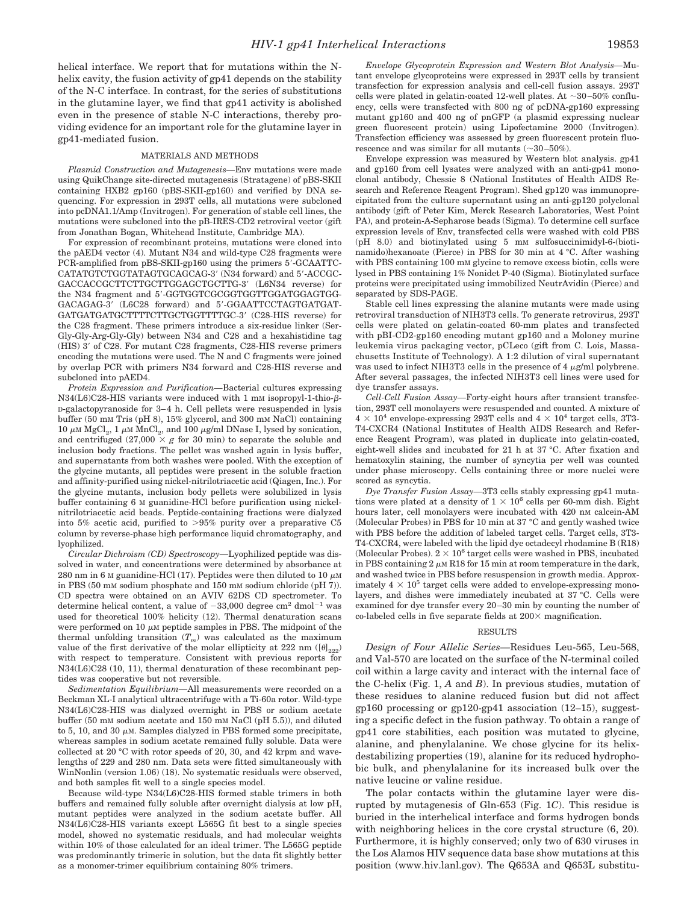helical interface. We report that for mutations within the N-helix cavity, the fusion activity of gp41 depends on the stability of the N-C interface. In contrast, for the series of substitutions in the glutamine layer, we find that gp41 activity is abolished even in the presence of stable N-C interactions, thereby providing evidence for an important role for the glutamine layer in gp41-mediated fusion.

## MATERIALS AND METHODS

*Plasmid Construction and Mutagenesis*—Env mutations were made using QuikChange site-directed mutagenesis (Stratagene) of pBS-SKII containing HXB2 gp160 (pBS-SKII-gp160) and verified by DNA sequencing. For expression in 293T cells, all mutations were subcloned into pcDNA1.1/Amp (Invitrogen). For generation of stable cell lines, the mutations were subcloned into the pB-IRES-CD2 retroviral vector (gift from Jonathan Bogan, Whitehead Institute, Cambridge MA).

For expression of recombinant proteins, mutations were cloned into the pAED4 vector (4). Mutant N34 and wild-type C28 fragments were PCR-amplified from pBS-SKII-gp160 using the primers 5′-GCAATTC-CATATGTCTGGTATAGTGCAGCAG-3′ (N34 forward) and 5′-ACCGC-GACCACCGCTTCTTGCTTGGAGCTGCTTG-3′ (L6N34 reverse) for the N34 fragment and 5′-GGTGGTCGCGGTGGTTGGATGGAGTGG-GACAGAG-3′ (L6C28 forward) and 5′-GGAATTCCTAGTGATGAT-GATGATGATGCTTTTCTTGCTGGTTTTGC-3′ (C28-HIS reverse) for the C28 fragment. These primers introduce a six-residue linker (Ser-Gly-Gly-Arg-Gly-Gly) between N34 and C28 and a hexahistidine tag (HIS) 3′ of C28. For mutant C28 fragments, C28-HIS reverse primers encoding the mutations were used. The N and C fragments were joined by overlap PCR with primers N34 forward and C28-HIS reverse and subcloned into pAED4.

*Protein Expression and Purification*—Bacterial cultures expressing N34(L6)C28-HIS variants were induced with 1 mM isopropyl-1-thio-β-D-galactopyranoside for 3–4 h. Cell pellets were resuspended in lysis buffer (50 mM Tris (pH 8), 15% glycerol, and 300 mM NaCl) containing 10 μM $MgCl_2$, 1 μM $MnCl_2$, and 100 μg/ml DNase I, lysed by sonication, and centrifuged (27,000 × *g* for 30 min) to separate the soluble and inclusion body fractions. The pellet was washed again in lysis buffer, and supernatants from both washes were pooled. With the exception of the glycine mutants, all peptides were present in the soluble fraction and affinity-purified using nickel-nitrilotriacetic acid (Qiagen, Inc.). For the glycine mutants, inclusion body pellets were solubilized in lysis buffer containing 6 M guanidine-HCl before purification using nickel-nitrilotriacetic acid beads. Peptide-containing fractions were dialyzed into 5% acetic acid, purified to >95% purity over a preparative C5 column by reverse-phase high performance liquid chromatography, and lyophilized.

*Circular Dichroism (CD) Spectroscopy*—Lyophilized peptide was dissolved in water, and concentrations were determined by absorbance at 280 nm in 6 M guanidine-HCl (17). Peptides were then diluted to 10 μM in PBS (50 mM sodium phosphate and 150 mM sodium chloride (pH 7)). CD spectra were obtained on an AVIV 62DS CD spectrometer. To determine helical content, a value of −33,000 degree cm² dmol⁻¹ was used for theoretical 100% helicity (12). Thermal denaturation scans were performed on 10 μM peptide samples in PBS. The midpoint of the thermal unfolding transition ($T_m$) was calculated as the maximum value of the first derivative of the molar ellipticity at 222 nm ($[\theta]_{222}$) with respect to temperature. Consistent with previous reports for N34(L6)C28 (10, 11), thermal denaturation of these recombinant peptides was cooperative but not reversible.

*Sedimentation Equilibrium*—All measurements were recorded on a Beckman XL-I analytical ultracentrifuge with a Ti-60a rotor. Wild-type N34(L6)C28-HIS was dialyzed overnight in PBS or sodium acetate buffer (50 mM sodium acetate and 150 mM NaCl (pH 5.5)), and diluted to 5, 10, and 30 μM. Samples dialyzed in PBS formed some precipitate, whereas samples in sodium acetate remained fully soluble. Data were collected at 20 °C with rotor speeds of 20, 30, and 42 krpm and wavelengths of 229 and 280 nm. Data sets were fitted simultaneously with WinNonlin (version 1.06) (18). No systematic residuals were observed, and both samples fit well to a single species model.

Because wild-type N34(L6)C28-HIS formed stable trimers in both buffers and remained fully soluble after overnight dialysis at low pH, mutant peptides were analyzed in the sodium acetate buffer. All N34(L6)C28-HIS variants except L565G fit best to a single species model, showed no systematic residuals, and had molecular weights within 10% of those calculated for an ideal trimer. The L565G peptide was predominantly trimeric in solution, but the data fit slightly better as a monomer-trimer equilibrium containing 80% trimers.

*Envelope Glycoprotein Expression and Western Blot Analysis*—Mutant envelope glycoproteins were expressed in 293T cells by transient transfection for expression analysis and cell-cell fusion assays. 293T cells were plated in gelatin-coated 12-well plates. At ~30–50% confluency, cells were transfected with 800 ng of pcDNA-gp160 expressing mutant gp160 and 400 ng of pnGFP (a plasmid expressing nuclear green fluorescent protein) using Lipofectamine 2000 (Invitrogen). Transfection efficiency was assessed by green fluorescent protein fluorescence and was similar for all mutants (~30–50%).

Envelope expression was measured by Western blot analysis. gp41 and gp160 from cell lysates were analyzed with an anti-gp41 monoclonal antibody, Chessie 8 (National Institutes of Health AIDS Research and Reference Reagent Program). Shed gp120 was immunoprecipitated from the culture supernatant using an anti-gp120 polyclonal antibody (gift of Peter Kim, Merck Research Laboratories, West Point PA), and protein-A-Sepharose beads (Sigma). To determine cell surface expression levels of Env, transfected cells were washed with cold PBS (pH 8.0) and biotinylated using 5 mM sulfosuccinimidyl-6-(biotinamido)hexanoate (Pierce) in PBS for 30 min at 4 °C. After washing with PBS containing 100 mM glycine to remove excess biotin, cells were lysed in PBS containing 1% Nonidet P-40 (Sigma). Biotinylated surface proteins were precipitated using immobilized NeutrAvidin (Pierce) and separated by SDS-PAGE.

Stable cell lines expressing the alanine mutants were made using retroviral transduction of NIH3T3 cells. To generate retrovirus, 293T cells were plated on gelatin-coated 60-mm plates and transfected with pBI-CD2-gp160 encoding mutant gp160 and a Moloney murine leukemia virus packaging vector, pCLeco (gift from C. Lois, Massachusetts Institute of Technology). A 1:2 dilution of viral supernatant was used to infect NIH3T3 cells in the presence of 4 μg/ml polybrene. After several passages, the infected NIH3T3 cell lines were used for dye transfer assays.

*Cell-Cell Fusion Assay*—Forty-eight hours after transient transfection, 293T cell monolayers were resuspended and counted. A mixture of $4 \times 10^4$ envelope-expressing 293T cells and $4 \times 10^4$ target cells, 3T3-T4-CXCR4 (National Institutes of Health AIDS Research and Reference Reagent Program), was plated in duplicate into gelatin-coated, eight-well slides and incubated for 21 h at 37 °C. After fixation and hematoxylin staining, the number of syncytia per well was counted under phase microscopy. Cells containing three or more nuclei were scored as syncytia.

*Dye Transfer Fusion Assay*—3T3 cells stably expressing gp41 mutations were plated at a density of $1 \times 10^6$ cells per 60-mm dish. Eight hours later, cell monolayers were incubated with 420 nM calcein-AM (Molecular Probes) in PBS for 10 min at 37 °C and gently washed twice with PBS before the addition of labeled target cells. Target cells, 3T3-T4-CXCR4, were labeled with the lipid dye octadecyl rhodamine B (R18) (Molecular Probes). $2 \times 10^6$ target cells were washed in PBS, incubated in PBS containing 2 μM R18 for 15 min at room temperature in the dark, and washed twice in PBS before resuspension in growth media. Approximately $4 \times 10^5$ target cells were added to envelope-expressing monolayers, and dishes were immediately incubated at 37 °C. Cells were examined for dye transfer every 20–30 min by counting the number of co-labeled cells in five separate fields at 200× magnification.

## RESULTS

*Design of Four Allelic Series*—Residues Leu-565, Leu-568, and Val-570 are located on the surface of the N-terminal coiled coil within a large cavity and interact with the internal face of the C-helix (Fig. 1, *A* and *B*). In previous studies, mutation of these residues to alanine reduced fusion but did not affect gp160 processing or gp120-gp41 association (12–15), suggesting a specific defect in the fusion pathway. To obtain a range of gp41 core stabilities, each position was mutated to glycine, alanine, and phenylalanine. We chose glycine for its helix-destabilizing properties (19), alanine for its reduced hydrophobic bulk, and phenylalanine for its increased bulk over the native leucine or valine residue.

The polar contacts within the glutamine layer were disrupted by mutagenesis of Gln-653 (Fig. 1*C*). This residue is buried in the interhelical interface and forms hydrogen bonds with neighboring helices in the core crystal structure (6, 20). Furthermore, it is highly conserved; only two of 630 viruses in the Los Alamos HIV sequence data base show mutations at this position (www.hiv.lanl.gov). The Q653A and Q653L substitu-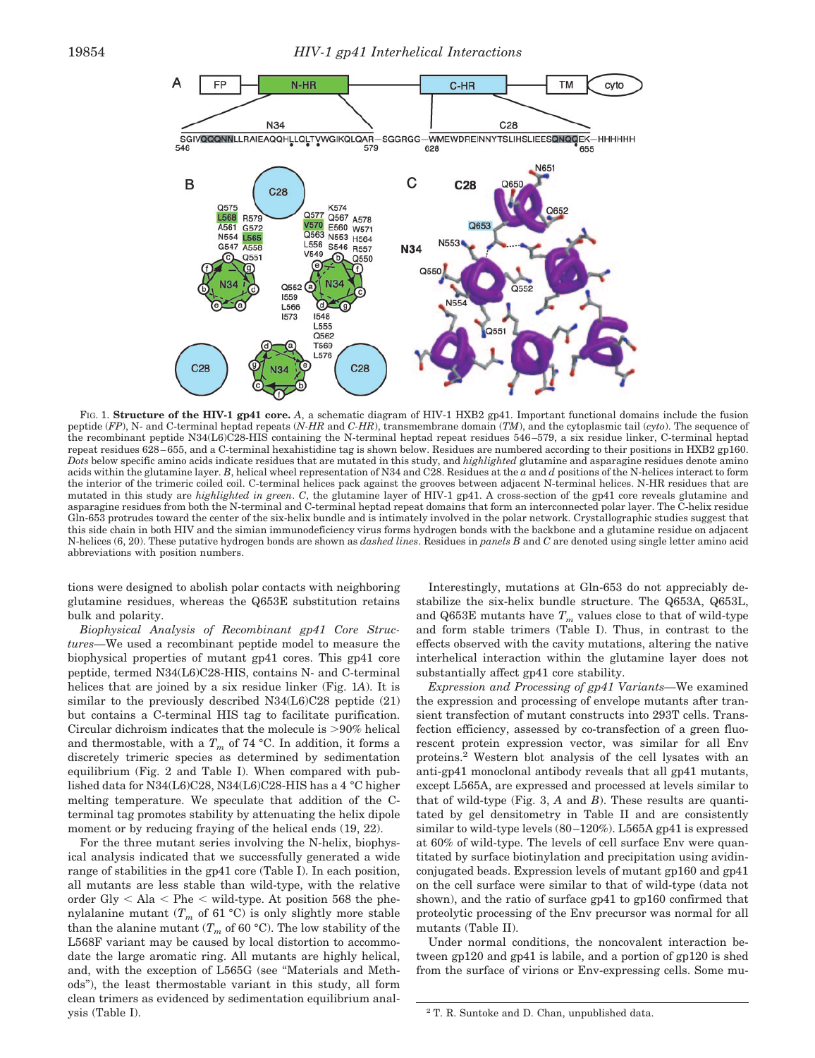FIG. 1. **Structure of the HIV-1 gp41 core.** *A*, a schematic diagram of HIV-1 HXB2 gp41. Important functional domains include the fusion peptide (*FP*), N- and C-terminal heptad repeats (*N-HR* and *C-HR*), transmembrane domain (*TM*), and the cytoplasmic tail (*cyto*). The sequence of the recombinant peptide N34(L6)C28-HIS containing the N-terminal heptad repeat residues 546–579, a six residue linker, C-terminal heptad repeat residues 628–655, and a C-terminal hexahistidine tag is shown below. Residues are numbered according to their positions in HXB2 gp160. *Dots* below specific amino acids indicate residues that are mutated in this study, and *highlighted* glutamine and asparagine residues denote amino acids within the glutamine layer. *B*, helical wheel representation of N34 and C28. Residues at the *a* and *d* positions of the N-helices interact to form the interior of the trimeric coiled coil. C-terminal helices pack against the grooves between adjacent N-terminal helices. N-HR residues that are mutated in this study are *highlighted in green*. *C*, the glutamine layer of HIV-1 gp41. A cross-section of the gp41 core reveals glutamine and asparagine residues from both the N-terminal and C-terminal heptad repeat domains that form an interconnected polar layer. The C-helix residue Gln-653 protrudes toward the center of the six-helix bundle and is intimately involved in the polar network. Crystallographic studies suggest that this side chain in both HIV and the simian immunodeficiency virus forms hydrogen bonds with the backbone and a glutamine residue on adjacent N-helices (6, 20). These putative hydrogen bonds are shown as *dashed lines*. Residues in *panels B* and *C* are denoted using single letter amino acid abbreviations with position numbers.

tions were designed to abolish polar contacts with neighboring glutamine residues, whereas the Q653E substitution retains bulk and polarity.

*Biophysical Analysis of Recombinant gp41 Core Structures*—We used a recombinant peptide model to measure the biophysical properties of mutant gp41 cores. This gp41 core peptide, termed N34(L6)C28-HIS, contains N- and C-terminal helices that are joined by a six residue linker (Fig. 1*A*). It is similar to the previously described N34(L6)C28 peptide (21) but contains a C-terminal HIS tag to facilitate purification. Circular dichroism indicates that the molecule is >90% helical and thermostable, with a $T_m$ of 74 °C. In addition, it forms a discretely trimeric species as determined by sedimentation equilibrium (Fig. 2 and Table I). When compared with published data for N34(L6)C28, N34(L6)C28-HIS has a 4 °C higher melting temperature. We speculate that addition of the C-terminal tag promotes stability by attenuating the helix dipole moment or by reducing fraying of the helical ends (19, 22).

For the three mutant series involving the N-helix, biophysical analysis indicated that we successfully generated a wide range of stabilities in the gp41 core (Table I). In each position, all mutants are less stable than wild-type, with the relative order Gly < Ala < Phe < wild-type. At position 568 the phenylalanine mutant ($T_m$ of 61 °C) is only slightly more stable than the alanine mutant ($T_m$ of 60 °C). The low stability of the L568F variant may be caused by local distortion to accommodate the large aromatic ring. All mutants are highly helical, and, with the exception of L565G (see "Materials and Methods"), the least thermostable variant in this study, all form clean trimers as evidenced by sedimentation equilibrium analysis (Table I).

Interestingly, mutations at Gln-653 do not appreciably destabilize the six-helix bundle structure. The Q653A, Q653L, and Q653E mutants have $T_m$ values close to that of wild-type and form stable trimers (Table I). Thus, in contrast to the effects observed with the cavity mutations, altering the native interhelical interaction within the glutamine layer does not substantially affect gp41 core stability.

*Expression and Processing of gp41 Variants*—We examined the expression and processing of envelope mutants after transient transfection of mutant constructs into 293T cells. Transfection efficiency, assessed by co-transfection of a green fluorescent protein expression vector, was similar for all Env proteins.[2] Western blot analysis of the cell lysates with an anti-gp41 monoclonal antibody reveals that all gp41 mutants, except L565A, are expressed and processed at levels similar to that of wild-type (Fig. 3, *A* and *B*). These results are quantitated by gel densitometry in Table II and are consistently similar to wild-type levels (80–120%). L565A gp41 is expressed at 60% of wild-type. The levels of cell surface Env were quantitated by surface biotinylation and precipitation using avidin-conjugated beads. Expression levels of mutant gp160 and gp41 on the cell surface were similar to that of wild-type (data not shown), and the ratio of surface gp41 to gp160 confirmed that proteolytic processing of the Env precursor was normal for all mutants (Table II).

Under normal conditions, the noncovalent interaction between gp120 and gp41 is labile, and a portion of gp120 is shed from the surface of virions or Env-expressing cells. Some mu-

[2] T. R. Suntoke and D. Chan, unpublished data.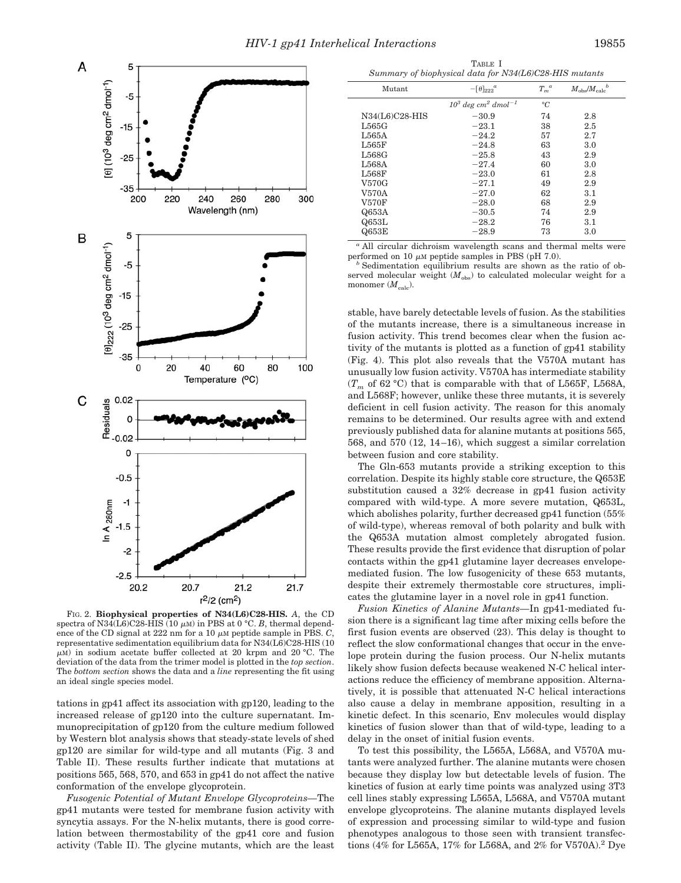FIG. 2. **Biophysical properties of N34(L6)C28-HIS.** *A*, the CD spectra of N34(L6)C28-HIS (10 μM) in PBS at 0 °C. *B*, thermal dependence of the CD signal at 222 nm for a 10 μM peptide sample in PBS. *C*, representative sedimentation equilibrium data for N34(L6)C28-HIS (10 μM) in sodium acetate buffer collected at 20 krpm and 20 °C. The deviation of the data from the trimer model is plotted in the *top section*. The *bottom section* shows the data and a *line* representing the fit using an ideal single species model.

TABLE I
*Summary of biophysical data for N34(L6)C28-HIS mutants*

| Mutant | $-[\theta]_{222}$[a] | $T_m$[a] | $M_{obs}/M_{calc}$[b] |
|---|---|---|---|
| | $10^3$ deg cm[2] dmol[−1] | °C | |
| N34(L6)C28-HIS | −30.9 | 74 | 2.8 |
| L565G | −23.1 | 38 | 2.5 |
| L565A | −24.2 | 57 | 2.7 |
| L565F | −24.8 | 63 | 3.0 |
| L568G | −25.8 | 43 | 2.9 |
| L568A | −27.4 | 60 | 3.0 |
| L568F | −23.0 | 61 | 2.8 |
| V570G | −27.1 | 49 | 2.9 |
| V570A | −27.0 | 62 | 3.1 |
| V570F | −28.0 | 68 | 2.9 |
| Q653A | −30.5 | 74 | 2.9 |
| Q653L | −28.2 | 76 | 3.1 |
| Q653E | −28.9 | 73 | 3.0 |

[a] All circular dichroism wavelength scans and thermal melts were performed on 10 μM peptide samples in PBS (pH 7.0).

[b] Sedimentation equilibrium results are shown as the ratio of observed molecular weight ($M_{obs}$) to calculated molecular weight for a monomer ($M_{calc}$).

tations in gp41 affect its association with gp120, leading to the increased release of gp120 into the culture supernatant. Immunoprecipitation of gp120 from the culture medium followed by Western blot analysis shows that steady-state levels of shed gp120 are similar for wild-type and all mutants (Fig. 3 and Table II). These results further indicate that mutations at positions 565, 568, 570, and 653 in gp41 do not affect the native conformation of the envelope glycoprotein.

*Fusogenic Potential of Mutant Envelope Glycoproteins*—The gp41 mutants were tested for membrane fusion activity with syncytia assays. For the N-helix mutants, there is good correlation between thermostability of the gp41 core and fusion activity (Table II). The glycine mutants, which are the least stable, have barely detectable levels of fusion. As the stabilities of the mutants increase, there is a simultaneous increase in fusion activity. This trend becomes clear when the fusion activity of the mutants is plotted as a function of gp41 stability (Fig. 4). This plot also reveals that the V570A mutant has unusually low fusion activity. V570A has intermediate stability ($T_m$ of 62 °C) that is comparable with that of L565F, L568A, and L568F; however, unlike these three mutants, it is severely deficient in cell fusion activity. The reason for this anomaly remains to be determined. Our results agree with and extend previously published data for alanine mutants at positions 565, 568, and 570 (12, 14–16), which suggest a similar correlation between fusion and core stability.

The Gln-653 mutants provide a striking exception to this correlation. Despite its highly stable core structure, the Q653E substitution caused a 32% decrease in gp41 fusion activity compared with wild-type. A more severe mutation, Q653L, which abolishes polarity, further decreased gp41 function (55% of wild-type), whereas removal of both polarity and bulk with the Q653A mutation almost completely abrogated fusion. These results provide the first evidence that disruption of polar contacts within the gp41 glutamine layer decreases envelope-mediated fusion. The low fusogenicity of these 653 mutants, despite their extremely thermostable core structures, implicates the glutamine layer in a novel role in gp41 function.

*Fusion Kinetics of Alanine Mutants*—In gp41-mediated fusion there is a significant lag time after mixing cells before the first fusion events are observed (23). This delay is thought to reflect the slow conformational changes that occur in the envelope protein during the fusion process. Our N-helix mutants likely show fusion defects because weakened N-C helical interactions reduce the efficiency of membrane apposition. Alternatively, it is possible that attenuated N-C helical interactions also cause a delay in membrane apposition, resulting in a kinetic defect. In this scenario, Env molecules would display kinetics of fusion slower than that of wild-type, leading to a delay in the onset of initial fusion events.

To test this possibility, the L565A, L568A, and V570A mutants were analyzed further. The alanine mutants were chosen because they display low but detectable levels of fusion. The kinetics of fusion at early time points was analyzed using 3T3 cell lines stably expressing L565A, L568A, and V570A mutant envelope glycoproteins. The alanine mutants displayed levels of expression and processing similar to wild-type and fusion phenotypes analogous to those seen with transient transfections (4% for L565A, 17% for L568A, and 2% for V570A).[2] Dye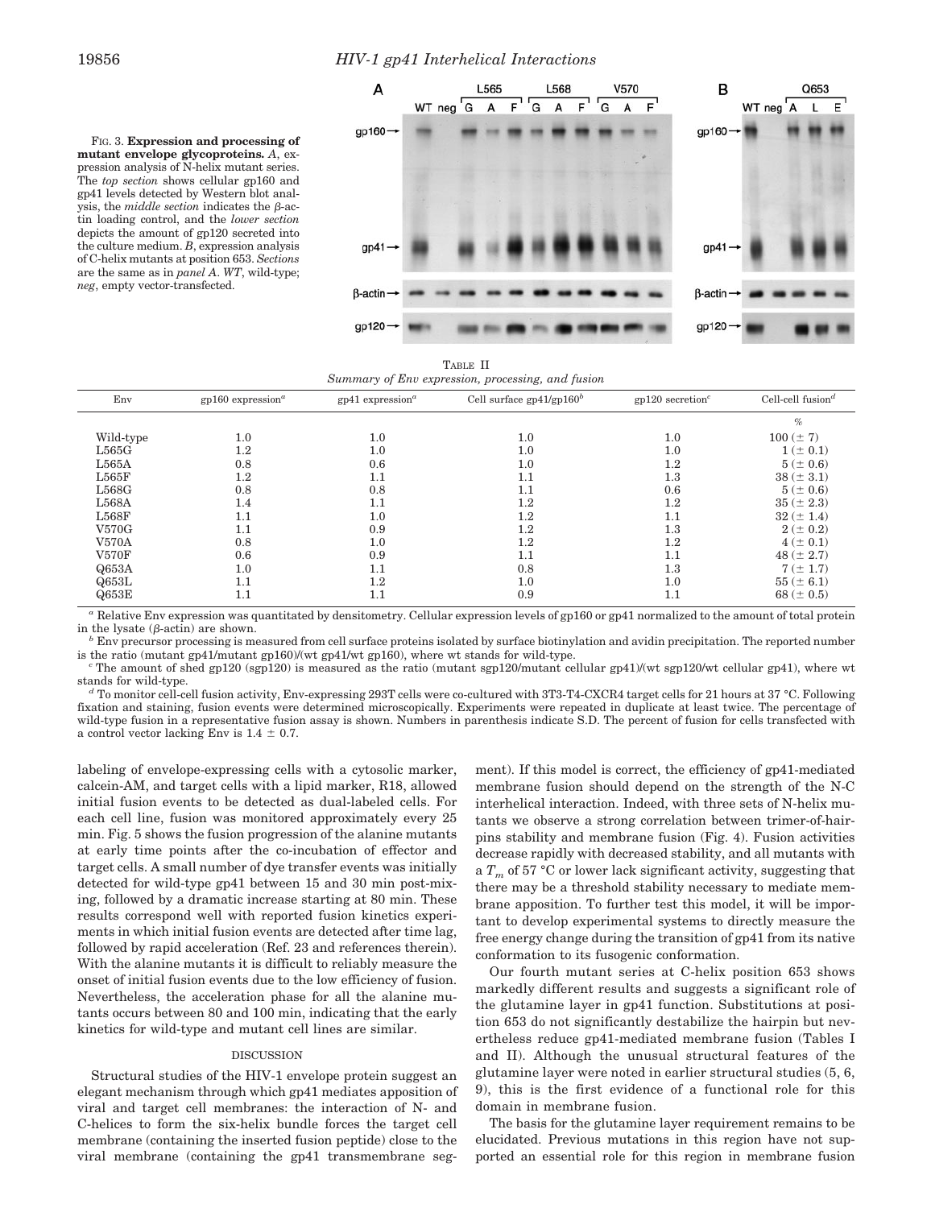Fig. 3. **Expression and processing of mutant envelope glycoproteins.** *A*, expression analysis of N-helix mutant series. The *top section* shows cellular gp160 and gp41 levels detected by Western blot analysis, the *middle section* indicates the β-actin loading control, and the *lower section* depicts the amount of gp120 secreted into the culture medium. *B*, expression analysis of C-helix mutants at position 653. *Sections* are the same as in *panel A*. *WT*, wild-type; *neg*, empty vector-transfected.

Table II
*Summary of Env expression, processing, and fusion*

| Env | gp160 expression[a] | gp41 expression[a] | Cell surface gp41/gp160[b] | gp120 secretion[c] | Cell-cell fusion[d] |
|---|---|---|---|---|---|
| | | | | | % |
| Wild-type | 1.0 | 1.0 | 1.0 | 1.0 | 100 (± 7) |
| L565G | 1.2 | 1.0 | 1.0 | 1.0 | 1 (± 0.1) |
| L565A | 0.8 | 0.6 | 1.0 | 1.2 | 5 (± 0.6) |
| L565F | 1.2 | 1.1 | 1.1 | 1.3 | 38 (± 3.1) |
| L568G | 0.8 | 0.8 | 1.1 | 0.6 | 5 (± 0.6) |
| L568A | 1.4 | 1.1 | 1.2 | 1.2 | 35 (± 2.3) |
| L568F | 1.1 | 1.0 | 1.2 | 1.1 | 32 (± 1.4) |
| V570G | 1.1 | 0.9 | 1.2 | 1.3 | 2 (± 0.2) |
| V570A | 0.8 | 1.0 | 1.2 | 1.2 | 4 (± 0.1) |
| V570F | 0.6 | 0.9 | 1.1 | 1.1 | 48 (± 2.7) |
| Q653A | 1.0 | 1.1 | 0.8 | 1.3 | 7 (± 1.7) |
| Q653L | 1.1 | 1.2 | 1.0 | 1.0 | 55 (± 6.1) |
| Q653E | 1.1 | 1.1 | 0.9 | 1.1 | 68 (± 0.5) |

[a] Relative Env expression was quantitated by densitometry. Cellular expression levels of gp160 or gp41 normalized to the amount of total protein in the lysate (β-actin) are shown.

[b] Env precursor processing is measured from cell surface proteins isolated by surface biotinylation and avidin precipitation. The reported number is the ratio (mutant gp41/mutant gp160)/(wt gp41/wt gp160), where wt stands for wild-type.

[c] The amount of shed gp120 (sgp120) is measured as the ratio (mutant sgp120/mutant cellular gp41)/(wt sgp120/wt cellular gp41), where wt stands for wild-type.

[d] To monitor cell-cell fusion activity, Env-expressing 293T cells were co-cultured with 3T3-T4-CXCR4 target cells for 21 hours at 37 °C. Following fixation and staining, fusion events were determined microscopically. Experiments were repeated in duplicate at least twice. The percentage of wild-type fusion in a representative fusion assay is shown. Numbers in parenthesis indicate S.D. The percent of fusion for cells transfected with a control vector lacking Env is 1.4 ± 0.7.

labeling of envelope-expressing cells with a cytosolic marker, calcein-AM, and target cells with a lipid marker, R18, allowed initial fusion events to be detected as dual-labeled cells. For each cell line, fusion was monitored approximately every 25 min. Fig. 5 shows the fusion progression of the alanine mutants at early time points after the co-incubation of effector and target cells. A small number of dye transfer events was initially detected for wild-type gp41 between 15 and 30 min post-mixing, followed by a dramatic increase starting at 80 min. These results correspond well with reported fusion kinetics experiments in which initial fusion events are detected after time lag, followed by rapid acceleration (Ref. 23 and references therein). With the alanine mutants it is difficult to reliably measure the onset of initial fusion events due to the low efficiency of fusion. Nevertheless, the acceleration phase for all the alanine mutants occurs between 80 and 100 min, indicating that the early kinetics for wild-type and mutant cell lines are similar.

## DISCUSSION

Structural studies of the HIV-1 envelope protein suggest an elegant mechanism through which gp41 mediates apposition of viral and target cell membranes: the interaction of N- and C-helices to form the six-helix bundle forces the target cell membrane (containing the inserted fusion peptide) close to the viral membrane (containing the gp41 transmembrane segment). If this model is correct, the efficiency of gp41-mediated membrane fusion should depend on the strength of the N-C interhelical interaction. Indeed, with three sets of N-helix mutants we observe a strong correlation between trimer-of-hairpins stability and membrane fusion (Fig. 4). Fusion activities decrease rapidly with decreased stability, and all mutants with a $T_m$ of 57 °C or lower lack significant activity, suggesting that there may be a threshold stability necessary to mediate membrane apposition. To further test this model, it will be important to develop experimental systems to directly measure the free energy change during the transition of gp41 from its native conformation to its fusogenic conformation.

Our fourth mutant series at C-helix position 653 shows markedly different results and suggests a significant role of the glutamine layer in gp41 function. Substitutions at position 653 do not significantly destabilize the hairpin but nevertheless reduce gp41-mediated membrane fusion (Tables I and II). Although the unusual structural features of the glutamine layer were noted in earlier structural studies (5, 6, 9), this is the first evidence of a functional role for this domain in membrane fusion.

The basis for the glutamine layer requirement remains to be elucidated. Previous mutations in this region have not supported an essential role for this region in membrane fusion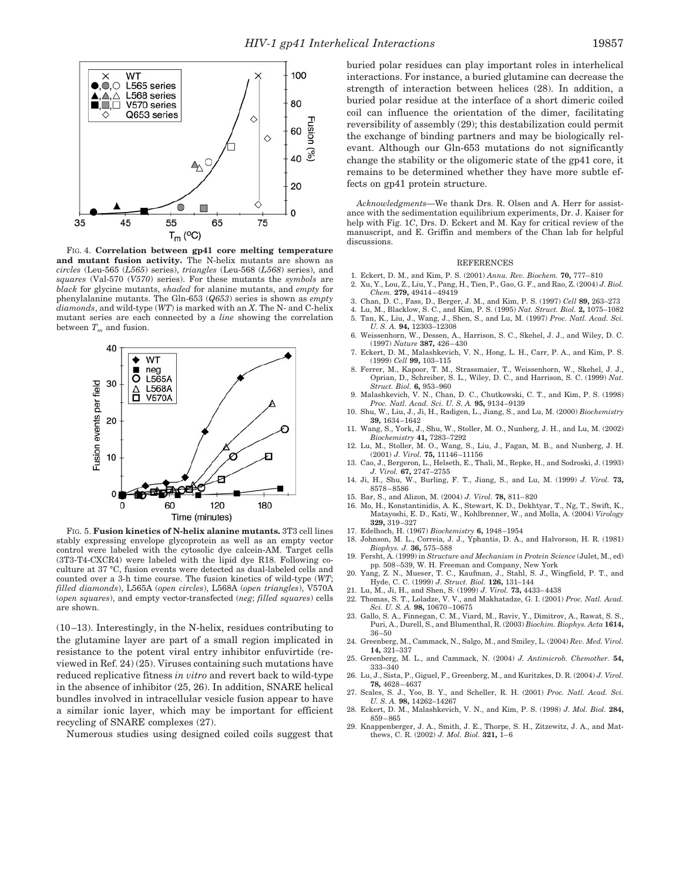WT
L565 series
L568 series
V570 series
Q653 series

100
80
60
40
20
0
Fusion (%)

35
45
55
65
75
$T_m$ (°C)

FIG. 4. **Correlation between gp41 core melting temperature and mutant fusion activity.** The N-helix mutants are shown as *circles* (Leu-565 (*L565*) series), *triangles* (Leu-568 (*L568*) series), and *squares* (Val-570 (*V570*) series). For these mutants the *symbols* are *black* for glycine mutants, *shaded* for alanine mutants, and *empty* for phenylalanine mutants. The Gln-653 (*Q653*) series is shown as *empty diamonds*, and wild-type (*WT*) is marked with an *X*. The N- and C-helix mutant series are each connected by a *line* showing the correlation between $T_m$ and fusion.

WT
neg
L565A
L568A
V570A

40
30
20
10
0
Fusion events per field

0
60
120
180
Time (minutes)

FIG. 5. **Fusion kinetics of N-helix alanine mutants.** 3T3 cell lines stably expressing envelope glycoprotein as well as an empty vector control were labeled with the cytosolic dye calcein-AM. Target cells (3T3-T4-CXCR4) were labeled with the lipid dye R18. Following co-culture at 37 °C, fusion events were detected as dual-labeled cells and counted over a 3-h time course. The fusion kinetics of wild-type (*WT*; *filled diamonds*), L565A (*open circles*), L568A (*open triangles*), V570A (*open squares*), and empty vector-transfected (*neg*; *filled squares*) cells are shown.

(10–13). Interestingly, in the N-helix, residues contributing to the glutamine layer are part of a small region implicated in resistance to the potent viral entry inhibitor enfuvirtide (reviewed in Ref. 24) (25). Viruses containing such mutations have reduced replicative fitness *in vitro* and revert back to wild-type in the absence of inhibitor (25, 26). In addition, SNARE helical bundles involved in intracellular vesicle fusion appear to have a similar ionic layer, which may be important for efficient recycling of SNARE complexes (27).

Numerous studies using designed coiled coils suggest that buried polar residues can play important roles in interhelical interactions. For instance, a buried glutamine can decrease the strength of interaction between helices (28). In addition, a buried polar residue at the interface of a short dimeric coiled coil can influence the orientation of the dimer, facilitating reversibility of assembly (29); this destabilization could permit the exchange of binding partners and may be biologically relevant. Although our Gln-653 mutations do not significantly change the stability or the oligomeric state of the gp41 core, it remains to be determined whether they have more subtle effects on gp41 protein structure.

*Acknowledgments*—We thank Drs. R. Olsen and A. Herr for assistance with the sedimentation equilibrium experiments, Dr. J. Kaiser for help with Fig. 1*C*, Drs. D. Eckert and M. Kay for critical review of the manuscript, and E. Griffin and members of the Chan lab for helpful discussions.

## REFERENCES

1. Eckert, D. M., and Kim, P. S. (2001) *Annu. Rev. Biochem.* **70,** 777–810
2. Xu, Y., Lou, Z., Liu, Y., Pang, H., Tien, P., Gao, G. F., and Rao, Z. (2004) *J. Biol. Chem.* **279,** 49414–49419
3. Chan, D. C., Fass, D., Berger, J. M., and Kim, P. S. (1997) *Cell* **89,** 263–273
4. Lu, M., Blacklow, S. C., and Kim, P. S. (1995) *Nat. Struct. Biol.* **2,** 1075–1082
5. Tan, K., Liu, J., Wang, J., Shen, S., and Lu, M. (1997) *Proc. Natl. Acad. Sci. U. S. A.* **94,** 12303–12308
6. Weissenhorn, W., Dessen, A., Harrison, S. C., Skehel, J. J., and Wiley, D. C. (1997) *Nature* **387,** 426–430
7. Eckert, D. M., Malashkevich, V. N., Hong, L. H., Carr, P. A., and Kim, P. S. (1999) *Cell* **99,** 103–115
8. Ferrer, M., Kapoor, T. M., Strassmaier, T., Weissenhorn, W., Skehel, J. J., Oprian, D., Schreiber, S. L., Wiley, D. C., and Harrison, S. C. (1999) *Nat. Struct. Biol.* **6,** 953–960
9. Malashkevich, V. N., Chan, D. C., Chutkowski, C. T., and Kim, P. S. (1998) *Proc. Natl. Acad. Sci. U. S. A.* **95,** 9134–9139
10. Shu, W., Liu, J., Ji, H., Radigen, L., Jiang, S., and Lu, M. (2000) *Biochemistry* **39,** 1634–1642
11. Wang, S., York, J., Shu, W., Stoller, M. O., Nunberg, J. H., and Lu, M. (2002) *Biochemistry* **41,** 7283–7292
12. Lu, M., Stoller, M. O., Wang, S., Liu, J., Fagan, M. B., and Nunberg, J. H. (2001) *J. Virol.* **75,** 11146–11156
13. Cao, J., Bergeron, L., Helseth, E., Thali, M., Repke, H., and Sodroski, J. (1993) *J. Virol.* **67,** 2747–2755
14. Ji, H., Shu, W., Burling, F. T., Jiang, S., and Lu, M. (1999) *J. Virol.* **73,** 8578–8586
15. Bar, S., and Alizon, M. (2004) *J. Virol.* **78,** 811–820
16. Mo, H., Konstantinidis, A. K., Stewart, K. D., Dekhtyar, T., Ng, T., Swift, K., Matayoshi, E. D., Kati, W., Kohlbrenner, W., and Molla, A. (2004) *Virology* **329,** 319–327
17. Edelhoch, H. (1967) *Biochemistry* **6,** 1948–1954
18. Johnson, M. L., Correia, J. J., Yphantis, D. A., and Halvorson, H. R. (1981) *Biophys. J.* **36,** 575–588
19. Fersht, A. (1999) in *Structure and Mechanism in Protein Science* (Julet, M., ed) pp. 508–539, W. H. Freeman and Company, New York
20. Yang, Z. N., Mueser, T. C., Kaufman, J., Stahl, S. J., Wingfield, P. T., and Hyde, C. C. (1999) *J. Struct. Biol.* **126,** 131–144
21. Lu, M., Ji, H., and Shen, S. (1999) *J. Virol.* **73,** 4433–4438
22. Thomas, S. T., Loladze, V. V., and Makhatadze, G. I. (2001) *Proc. Natl. Acad. Sci. U. S. A.* **98,** 10670–10675
23. Gallo, S. A., Finnegan, C. M., Viard, M., Raviv, Y., Dimitrov, A., Rawat, S. S., Puri, A., Durell, S., and Blumenthal, R. (2003) *Biochim. Biophys. Acta* **1614,** 36–50
24. Greenberg, M., Cammack, N., Salgo, M., and Smiley, L. (2004) *Rev. Med. Virol.* **14,** 321–337
25. Greenberg, M. L., and Cammack, N. (2004) *J. Antimicrob. Chemother.* **54,** 333–340
26. Lu, J., Sista, P., Giguel, F., Greenberg, M., and Kuritzkes, D. R. (2004) *J. Virol.* **78,** 4628–4637
27. Scales, S. J., Yoo, B. Y., and Scheller, R. H. (2001) *Proc. Natl. Acad. Sci. U. S. A.* **98,** 14262–14267
28. Eckert, D. M., Malashkevich, V. N., and Kim, P. S. (1998) *J. Mol. Biol.* **284,** 859–865
29. Knappenberger, J. A., Smith, J. E., Thorpe, S. H., Zitzewitz, J. A., and Matthews, C. R. (2002) *J. Mol. Biol.* **321,** 1–6